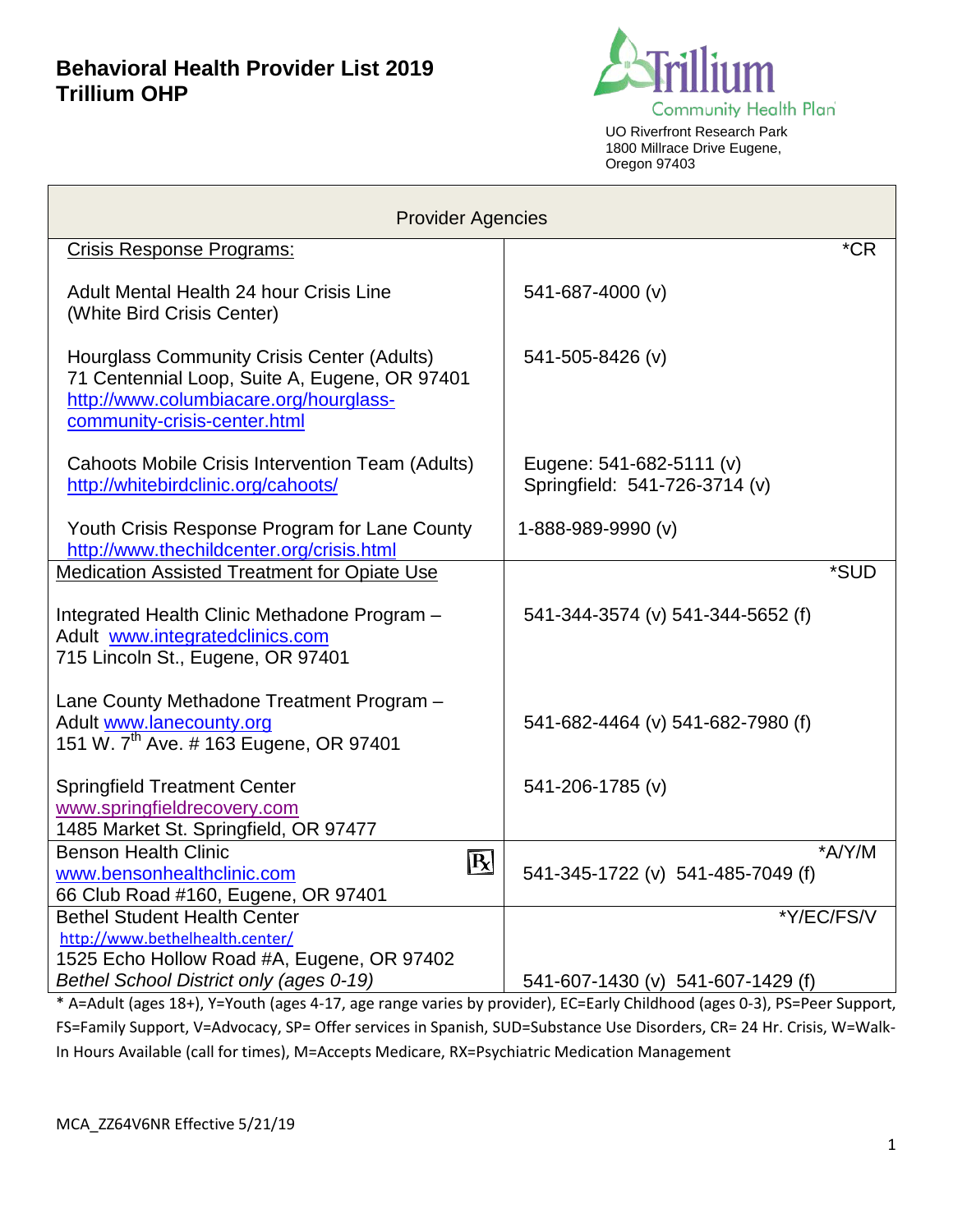# Behavioral Health Provider List 2019
# Trillium OHP

Trillium Community Health Plan
UO Riverfront Research Park
1800 Millrace Drive Eugene,
Oregon 97403

| Provider Agencies | |
|---|---|
| Crisis Response Programs: | *CR |
| Adult Mental Health 24 hour Crisis Line (White Bird Crisis Center) | 541-687-4000 (v) |
| Hourglass Community Crisis Center (Adults)<br>71 Centennial Loop, Suite A, Eugene, OR 97401<br>http://www.columbiacare.org/hourglass-community-crisis-center.html | 541-505-8426 (v) |
| Cahoots Mobile Crisis Intervention Team (Adults)<br>http://whitebirdclinic.org/cahoots/ | Eugene: 541-682-5111 (v)<br>Springfield: 541-726-3714 (v) |
| Youth Crisis Response Program for Lane County<br>http://www.thechildcenter.org/crisis.html | 1-888-989-9990 (v) |
| Medication Assisted Treatment for Opiate Use | *SUD |
| Integrated Health Clinic Methadone Program – Adult www.integratedclinics.com<br>715 Lincoln St., Eugene, OR 97401 | 541-344-3574 (v) 541-344-5652 (f) |
| Lane County Methadone Treatment Program – Adult www.lanecounty.org<br>151 W. 7th Ave. # 163 Eugene, OR 97401 | 541-682-4464 (v) 541-682-7980 (f) |
| Springfield Treatment Center<br>www.springfieldrecovery.com<br>1485 Market St. Springfield, OR 97477 | 541-206-1785 (v) |
| Benson Health Clinic ℞<br>www.bensonhealthclinic.com<br>66 Club Road #160, Eugene, OR 97401 | *A/Y/M<br>541-345-1722 (v) 541-485-7049 (f) |
| Bethel Student Health Center<br>http://www.bethelhealth.center/<br>1525 Echo Hollow Road #A, Eugene, OR 97402<br>*Bethel School District only (ages 0-19)* | *Y/EC/FS/V<br>541-607-1430 (v) 541-607-1429 (f) |

* A=Adult (ages 18+), Y=Youth (ages 4-17, age range varies by provider), EC=Early Childhood (ages 0-3), PS=Peer Support, FS=Family Support, V=Advocacy, SP= Offer services in Spanish, SUD=Substance Use Disorders, CR= 24 Hr. Crisis, W=Walk-In Hours Available (call for times), M=Accepts Medicare, RX=Psychiatric Medication Management

MCA_ZZ64V6NR Effective 5/21/19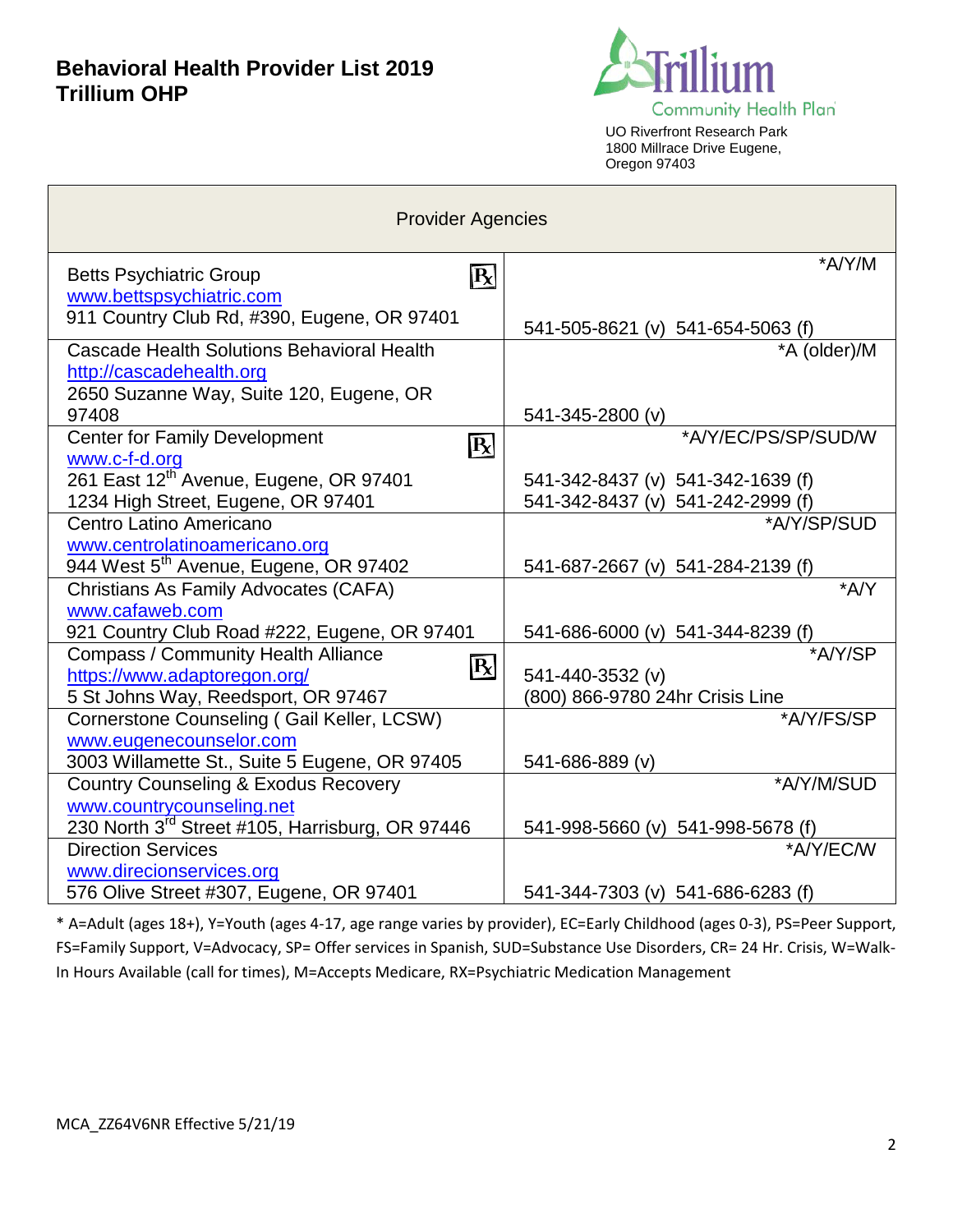# Behavioral Health Provider List 2019
# Trillium OHP

Trillium Community Health Plan

UO Riverfront Research Park
1800 Millrace Drive Eugene,
Oregon 97403

| Provider Agencies | |
|---|---|
| Betts Psychiatric Group ℞<br>www.bettspsychiatric.com<br>911 Country Club Rd, #390, Eugene, OR 97401 | *A/Y/M<br>541-505-8621 (v) 541-654-5063 (f) |
| Cascade Health Solutions Behavioral Health<br>http://cascadehealth.org<br>2650 Suzanne Way, Suite 120, Eugene, OR 97408 | *A (older)/M<br>541-345-2800 (v) |
| Center for Family Development ℞<br>www.c-f-d.org<br>261 East 12th Avenue, Eugene, OR 97401<br>1234 High Street, Eugene, OR 97401 | *A/Y/EC/PS/SP/SUD/W<br>541-342-8437 (v) 541-342-1639 (f)<br>541-342-8437 (v) 541-242-2999 (f) |
| Centro Latino Americano<br>www.centrolatinoamericano.org<br>944 West 5th Avenue, Eugene, OR 97402 | *A/Y/SP/SUD<br>541-687-2667 (v) 541-284-2139 (f) |
| Christians As Family Advocates (CAFA)<br>www.cafaweb.com<br>921 Country Club Road #222, Eugene, OR 97401 | *A/Y<br>541-686-6000 (v) 541-344-8239 (f) |
| Compass / Community Health Alliance ℞<br>https://www.adaptoregon.org/<br>5 St Johns Way, Reedsport, OR 97467 | *A/Y/SP<br>541-440-3532 (v)<br>(800) 866-9780 24hr Crisis Line |
| Cornerstone Counseling ( Gail Keller, LCSW)<br>www.eugenecounselor.com<br>3003 Willamette St., Suite 5 Eugene, OR 97405 | *A/Y/FS/SP<br>541-686-889 (v) |
| Country Counseling & Exodus Recovery<br>www.countrycounseling.net<br>230 North 3rd Street #105, Harrisburg, OR 97446 | *A/Y/M/SUD<br>541-998-5660 (v) 541-998-5678 (f) |
| Direction Services<br>www.direcionservices.org<br>576 Olive Street #307, Eugene, OR 97401 | *A/Y/EC/W<br>541-344-7303 (v) 541-686-6283 (f) |

* A=Adult (ages 18+), Y=Youth (ages 4-17, age range varies by provider), EC=Early Childhood (ages 0-3), PS=Peer Support, FS=Family Support, V=Advocacy, SP= Offer services in Spanish, SUD=Substance Use Disorders, CR= 24 Hr. Crisis, W=Walk-In Hours Available (call for times), M=Accepts Medicare, RX=Psychiatric Medication Management

MCA_ZZ64V6NR Effective 5/21/19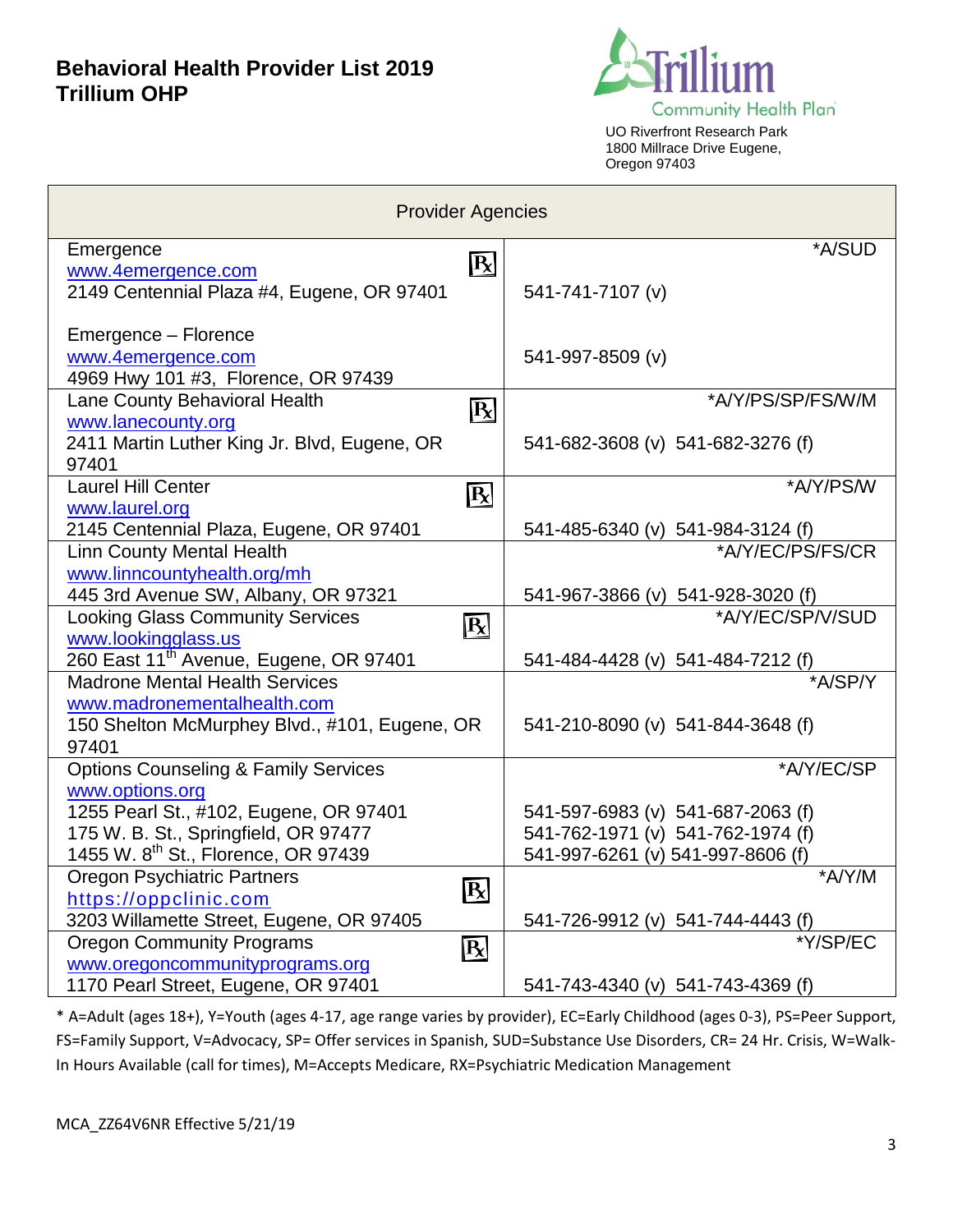# Behavioral Health Provider List 2019
# Trillium OHP

Trillium Community Health Plan

UO Riverfront Research Park
1800 Millrace Drive Eugene,
Oregon 97403

| Provider Agencies | |
|---|---|
| Emergence ℞<br>www.4emergence.com<br>2149 Centennial Plaza #4, Eugene, OR 97401<br><br>Emergence – Florence<br>www.4emergence.com<br>4969 Hwy 101 #3, Florence, OR 97439 | *A/SUD<br>541-741-7107 (v)<br><br>541-997-8509 (v) |
| Lane County Behavioral Health ℞<br>www.lanecounty.org<br>2411 Martin Luther King Jr. Blvd, Eugene, OR 97401 | *A/Y/PS/SP/FS/W/M<br>541-682-3608 (v) 541-682-3276 (f) |
| Laurel Hill Center ℞<br>www.laurel.org<br>2145 Centennial Plaza, Eugene, OR 97401 | *A/Y/PS/W<br>541-485-6340 (v) 541-984-3124 (f) |
| Linn County Mental Health<br>www.linncountyhealth.org/mh<br>445 3rd Avenue SW, Albany, OR 97321 | *A/Y/EC/PS/FS/CR<br>541-967-3866 (v) 541-928-3020 (f) |
| Looking Glass Community Services ℞<br>www.lookingglass.us<br>260 East 11th Avenue, Eugene, OR 97401 | *A/Y/EC/SP/V/SUD<br>541-484-4428 (v) 541-484-7212 (f) |
| Madrone Mental Health Services<br>www.madronementalhealth.com<br>150 Shelton McMurphey Blvd., #101, Eugene, OR 97401 | *A/SP/Y<br>541-210-8090 (v) 541-844-3648 (f) |
| Options Counseling & Family Services<br>www.options.org<br>1255 Pearl St., #102, Eugene, OR 97401<br>175 W. B. St., Springfield, OR 97477<br>1455 W. 8th St., Florence, OR 97439 | *A/Y/EC/SP<br><br>541-597-6983 (v) 541-687-2063 (f)<br>541-762-1971 (v) 541-762-1974 (f)<br>541-997-6261 (v) 541-997-8606 (f) |
| Oregon Psychiatric Partners ℞<br>https://oppclinic.com<br>3203 Willamette Street, Eugene, OR 97405 | *A/Y/M<br>541-726-9912 (v) 541-744-4443 (f) |
| Oregon Community Programs ℞<br>www.oregoncommunityprograms.org<br>1170 Pearl Street, Eugene, OR 97401 | *Y/SP/EC<br>541-743-4340 (v) 541-743-4369 (f) |

* A=Adult (ages 18+), Y=Youth (ages 4-17, age range varies by provider), EC=Early Childhood (ages 0-3), PS=Peer Support, FS=Family Support, V=Advocacy, SP= Offer services in Spanish, SUD=Substance Use Disorders, CR= 24 Hr. Crisis, W=Walk-In Hours Available (call for times), M=Accepts Medicare, RX=Psychiatric Medication Management

MCA_ZZ64V6NR Effective 5/21/19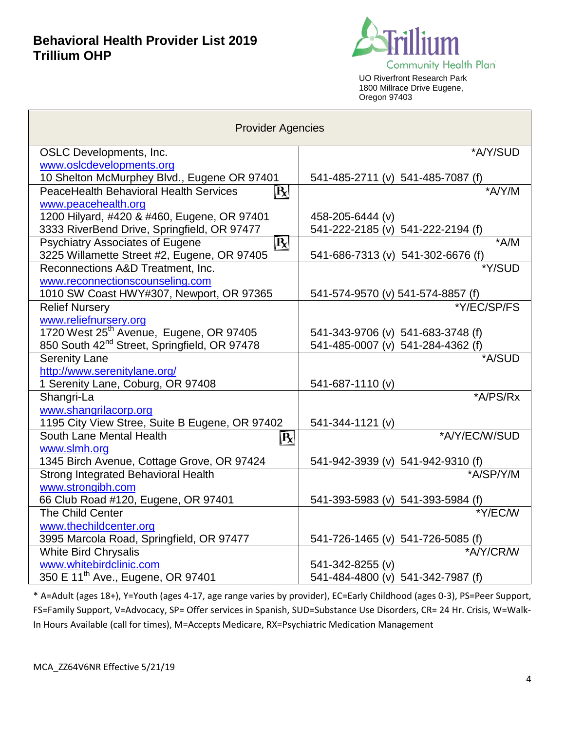# Behavioral Health Provider List 2019
# Trillium OHP

Trillium Community Health Plan
UO Riverfront Research Park
1800 Millrace Drive Eugene, Oregon 97403

| Provider Agencies | |
|---|---|
| OSLC Developments, Inc.<br>www.oslcdevelopments.org<br>10 Shelton McMurphey Blvd., Eugene OR 97401 | *A/Y/SUD<br><br>541-485-2711 (v) 541-485-7087 (f) |
| PeaceHealth Behavioral Health Services ℞<br>www.peacehealth.org<br>1200 Hilyard, #420 & #460, Eugene, OR 97401<br>3333 RiverBend Drive, Springfield, OR 97477 | *A/Y/M<br><br>458-205-6444 (v)<br>541-222-2185 (v) 541-222-2194 (f) |
| Psychiatry Associates of Eugene ℞<br>3225 Willamette Street #2, Eugene, OR 97405 | *A/M<br>541-686-7313 (v) 541-302-6676 (f) |
| Reconnections A&D Treatment, Inc.<br>www.reconnectionscounseling.com<br>1010 SW Coast HWY#307, Newport, OR 97365 | *Y/SUD<br><br>541-574-9570 (v) 541-574-8857 (f) |
| Relief Nursery<br>www.reliefnursery.org<br>1720 West 25th Avenue, Eugene, OR 97405<br>850 South 42nd Street, Springfield, OR 97478 | *Y/EC/SP/FS<br><br>541-343-9706 (v) 541-683-3748 (f)<br>541-485-0007 (v) 541-284-4362 (f) |
| Serenity Lane<br>http://www.serenitylane.org/<br>1 Serenity Lane, Coburg, OR 97408 | *A/SUD<br><br>541-687-1110 (v) |
| Shangri-La<br>www.shangrilacorp.org<br>1195 City View Stree, Suite B Eugene, OR 97402 | *A/PS/Rx<br><br>541-344-1121 (v) |
| South Lane Mental Health ℞<br>www.slmh.org<br>1345 Birch Avenue, Cottage Grove, OR 97424 | *A/Y/EC/W/SUD<br><br>541-942-3939 (v) 541-942-9310 (f) |
| Strong Integrated Behavioral Health<br>www.strongibh.com<br>66 Club Road #120, Eugene, OR 97401 | *A/SP/Y/M<br><br>541-393-5983 (v) 541-393-5984 (f) |
| The Child Center<br>www.thechildcenter.org<br>3995 Marcola Road, Springfield, OR 97477 | *Y/EC/W<br><br>541-726-1465 (v) 541-726-5085 (f) |
| White Bird Chrysalis<br>www.whitebirdclinic.com<br>350 E 11th Ave., Eugene, OR 97401 | *A/Y/CR/W<br>541-342-8255 (v)<br>541-484-4800 (v) 541-342-7987 (f) |

* A=Adult (ages 18+), Y=Youth (ages 4-17, age range varies by provider), EC=Early Childhood (ages 0-3), PS=Peer Support, FS=Family Support, V=Advocacy, SP= Offer services in Spanish, SUD=Substance Use Disorders, CR= 24 Hr. Crisis, W=Walk-In Hours Available (call for times), M=Accepts Medicare, RX=Psychiatric Medication Management

MCA_ZZ64V6NR Effective 5/21/19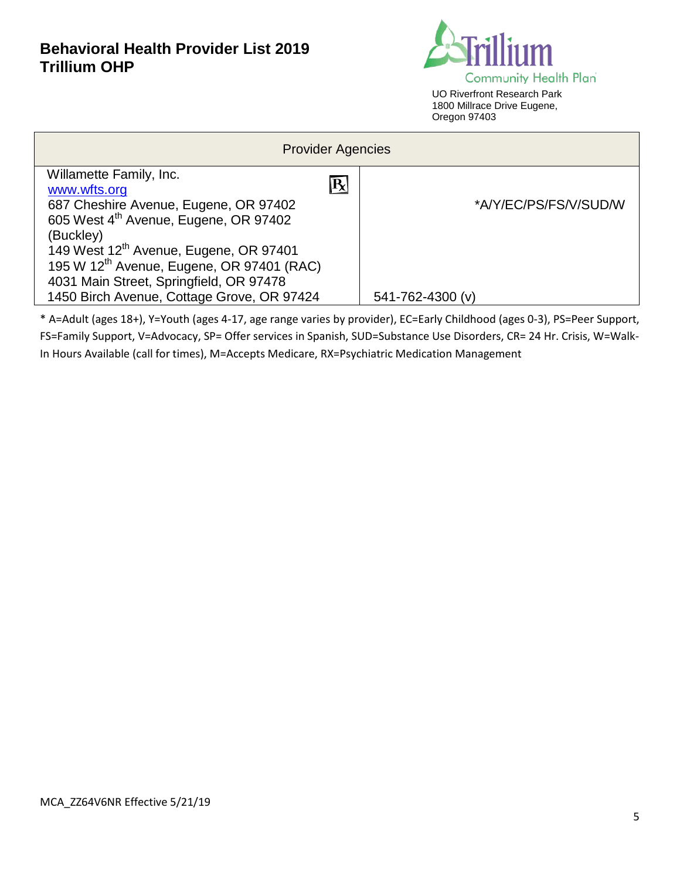# Behavioral Health Provider List 2019
## Trillium OHP

Trillium Community Health Plan
UO Riverfront Research Park
1800 Millrace Drive Eugene,
Oregon 97403

| Provider Agencies | |
|---|---|
| Willamette Family, Inc. ℞<br>www.wfts.org<br>687 Cheshire Avenue, Eugene, OR 97402<br>605 West 4th Avenue, Eugene, OR 97402 (Buckley)<br>149 West 12th Avenue, Eugene, OR 97401<br>195 W 12th Avenue, Eugene, OR 97401 (RAC)<br>4031 Main Street, Springfield, OR 97478<br>1450 Birch Avenue, Cottage Grove, OR 97424 | *A/Y/EC/PS/FS/V/SUD/W<br><br>541-762-4300 (v) |

* A=Adult (ages 18+), Y=Youth (ages 4-17, age range varies by provider), EC=Early Childhood (ages 0-3), PS=Peer Support, FS=Family Support, V=Advocacy, SP= Offer services in Spanish, SUD=Substance Use Disorders, CR= 24 Hr. Crisis, W=Walk-In Hours Available (call for times), M=Accepts Medicare, RX=Psychiatric Medication Management

MCA_ZZ64V6NR Effective 5/21/19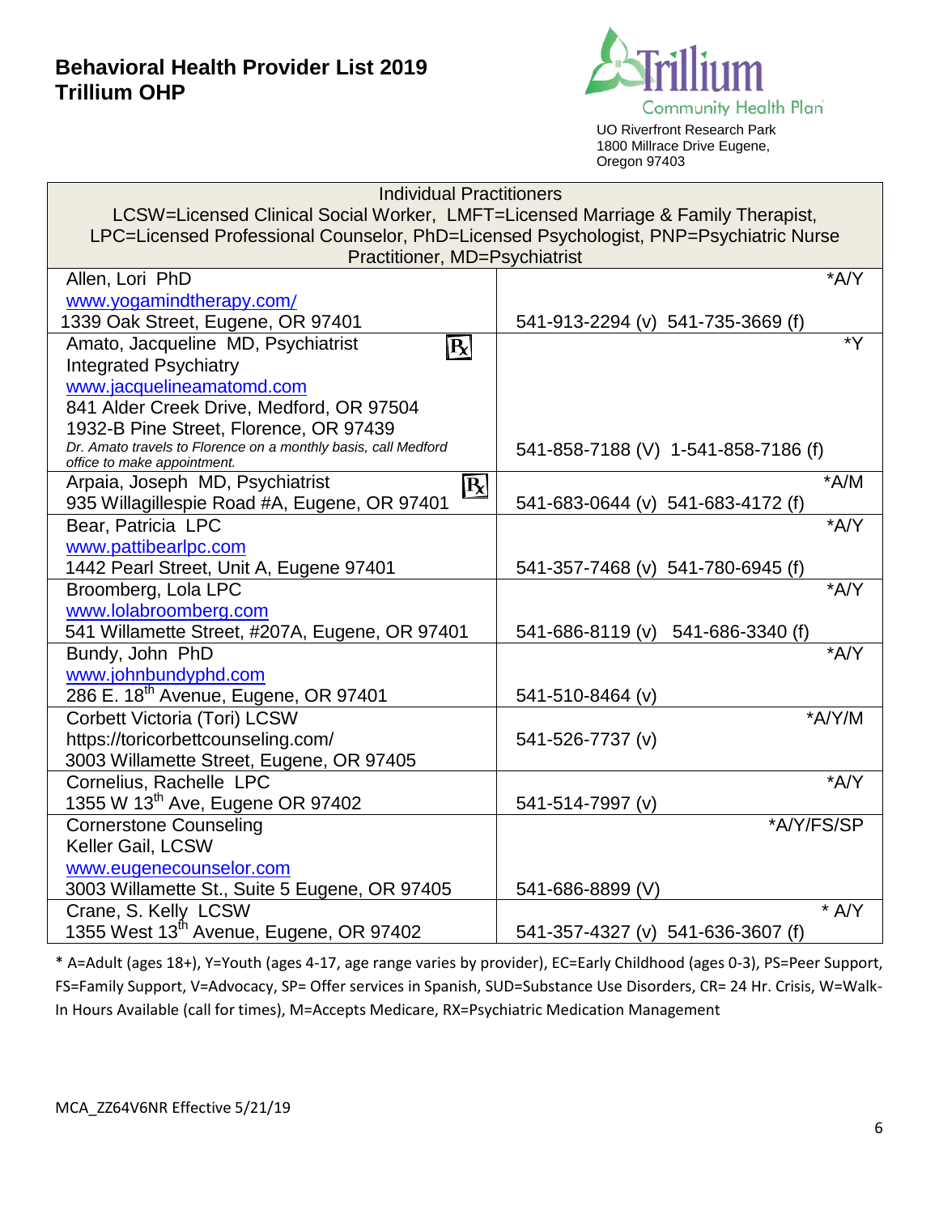# Behavioral Health Provider List 2019
## Trillium OHP

Trillium Community Health Plan
UO Riverfront Research Park
1800 Millrace Drive Eugene, Oregon 97403

| Individual Practitioners<br>LCSW=Licensed Clinical Social Worker, LMFT=Licensed Marriage & Family Therapist, LPC=Licensed Professional Counselor, PhD=Licensed Psychologist, PNP=Psychiatric Nurse Practitioner, MD=Psychiatrist | |
|---|---|
| Allen, Lori PhD<br>www.yogamindtherapy.com/<br>1339 Oak Street, Eugene, OR 97401 | *A/Y<br>541-913-2294 (v) 541-735-3669 (f) |
| Amato, Jacqueline MD, Psychiatrist Rx<br>Integrated Psychiatry<br>www.jacquelineamatomd.com<br>841 Alder Creek Drive, Medford, OR 97504<br>1932-B Pine Street, Florence, OR 97439<br>*Dr. Amato travels to Florence on a monthly basis, call Medford office to make appointment.* | *Y<br>541-858-7188 (V) 1-541-858-7186 (f) |
| Arpaia, Joseph MD, Psychiatrist Rx<br>935 Willagillespie Road #A, Eugene, OR 97401 | *A/M<br>541-683-0644 (v) 541-683-4172 (f) |
| Bear, Patricia LPC<br>www.pattibearlpc.com<br>1442 Pearl Street, Unit A, Eugene 97401 | *A/Y<br>541-357-7468 (v) 541-780-6945 (f) |
| Broomberg, Lola LPC<br>www.lolabroomberg.com<br>541 Willamette Street, #207A, Eugene, OR 97401 | *A/Y<br>541-686-8119 (v) 541-686-3340 (f) |
| Bundy, John PhD<br>www.johnbundyphd.com<br>286 E. 18th Avenue, Eugene, OR 97401 | *A/Y<br>541-510-8464 (v) |
| Corbett Victoria (Tori) LCSW<br>https://toricorbettcounseling.com/<br>3003 Willamette Street, Eugene, OR 97405 | *A/Y/M<br>541-526-7737 (v) |
| Cornelius, Rachelle LPC<br>1355 W 13th Ave, Eugene OR 97402 | *A/Y<br>541-514-7997 (v) |
| Cornerstone Counseling<br>Keller Gail, LCSW<br>www.eugenecounselor.com<br>3003 Willamette St., Suite 5 Eugene, OR 97405 | *A/Y/FS/SP<br>541-686-8899 (V) |
| Crane, S. Kelly LCSW<br>1355 West 13th Avenue, Eugene, OR 97402 | * A/Y<br>541-357-4327 (v) 541-636-3607 (f) |

* A=Adult (ages 18+), Y=Youth (ages 4-17, age range varies by provider), EC=Early Childhood (ages 0-3), PS=Peer Support, FS=Family Support, V=Advocacy, SP= Offer services in Spanish, SUD=Substance Use Disorders, CR= 24 Hr. Crisis, W=Walk-In Hours Available (call for times), M=Accepts Medicare, RX=Psychiatric Medication Management

MCA_ZZ64V6NR Effective 5/21/19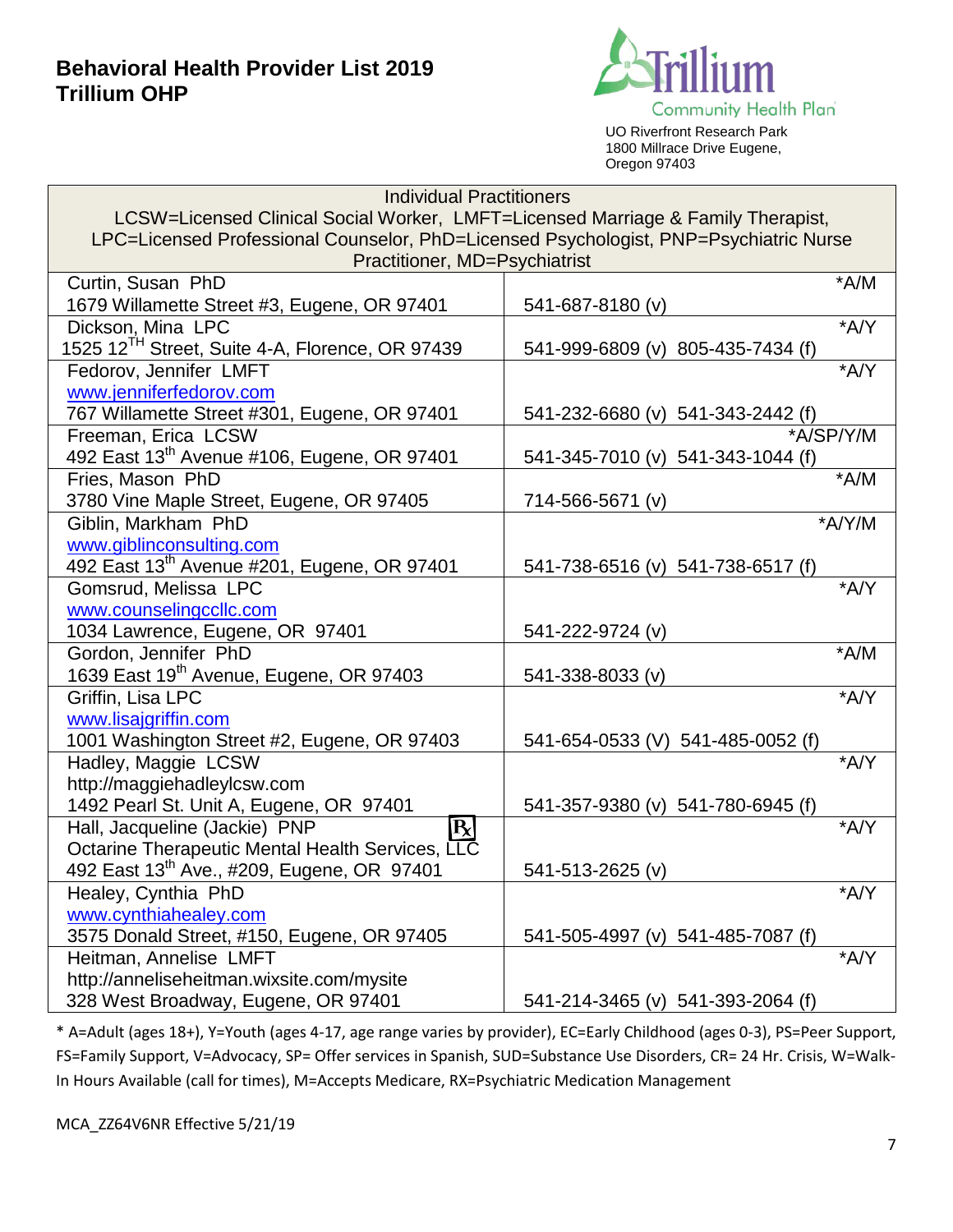# Behavioral Health Provider List 2019
# Trillium OHP

Trillium Community Health Plan
UO Riverfront Research Park
1800 Millrace Drive Eugene, Oregon 97403

| Individual Practitioners<br>LCSW=Licensed Clinical Social Worker, LMFT=Licensed Marriage & Family Therapist, LPC=Licensed Professional Counselor, PhD=Licensed Psychologist, PNP=Psychiatric Nurse Practitioner, MD=Psychiatrist | |
|---|---|
| Curtin, Susan PhD<br>1679 Willamette Street #3, Eugene, OR 97401 | *A/M<br>541-687-8180 (v) |
| Dickson, Mina LPC<br>1525 12TH Street, Suite 4-A, Florence, OR 97439 | *A/Y<br>541-999-6809 (v) 805-435-7434 (f) |
| Fedorov, Jennifer LMFT<br>www.jenniferfedorov.com<br>767 Willamette Street #301, Eugene, OR 97401 | *A/Y<br>541-232-6680 (v) 541-343-2442 (f) |
| Freeman, Erica LCSW<br>492 East 13th Avenue #106, Eugene, OR 97401 | *A/SP/Y/M<br>541-345-7010 (v) 541-343-1044 (f) |
| Fries, Mason PhD<br>3780 Vine Maple Street, Eugene, OR 97405 | *A/M<br>714-566-5671 (v) |
| Giblin, Markham PhD<br>www.giblinconsulting.com<br>492 East 13th Avenue #201, Eugene, OR 97401 | *A/Y/M<br>541-738-6516 (v) 541-738-6517 (f) |
| Gomsrud, Melissa LPC<br>www.counselingccllc.com<br>1034 Lawrence, Eugene, OR 97401 | *A/Y<br>541-222-9724 (v) |
| Gordon, Jennifer PhD<br>1639 East 19th Avenue, Eugene, OR 97403 | *A/M<br>541-338-8033 (v) |
| Griffin, Lisa LPC<br>www.lisajgriffin.com<br>1001 Washington Street #2, Eugene, OR 97403 | *A/Y<br>541-654-0533 (V) 541-485-0052 (f) |
| Hadley, Maggie LCSW<br>http://maggiehadleylcsw.com<br>1492 Pearl St. Unit A, Eugene, OR 97401 | *A/Y<br>541-357-9380 (v) 541-780-6945 (f) |
| Hall, Jacqueline (Jackie) PNP ℞<br>Octarine Therapeutic Mental Health Services, LLC<br>492 East 13th Ave., #209, Eugene, OR 97401 | *A/Y<br>541-513-2625 (v) |
| Healey, Cynthia PhD<br>www.cynthiahealey.com<br>3575 Donald Street, #150, Eugene, OR 97405 | *A/Y<br>541-505-4997 (v) 541-485-7087 (f) |
| Heitman, Annelise LMFT<br>http://anneliseheitman.wixsite.com/mysite<br>328 West Broadway, Eugene, OR 97401 | *A/Y<br>541-214-3465 (v) 541-393-2064 (f) |

* A=Adult (ages 18+), Y=Youth (ages 4-17, age range varies by provider), EC=Early Childhood (ages 0-3), PS=Peer Support, FS=Family Support, V=Advocacy, SP= Offer services in Spanish, SUD=Substance Use Disorders, CR= 24 Hr. Crisis, W=Walk-In Hours Available (call for times), M=Accepts Medicare, RX=Psychiatric Medication Management

MCA_ZZ64V6NR Effective 5/21/19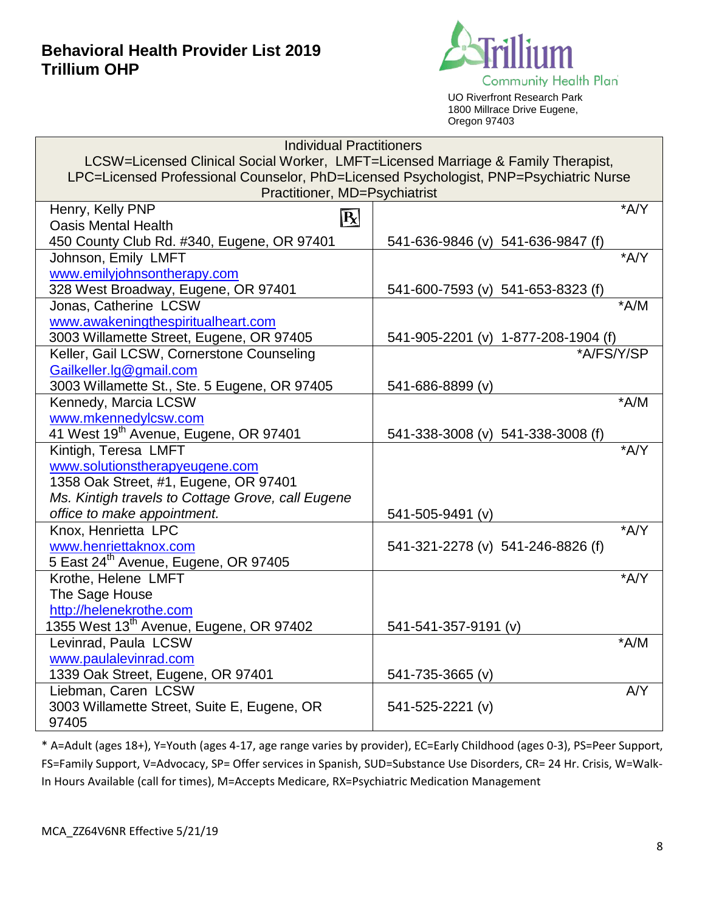# Behavioral Health Provider List 2019
# Trillium OHP

Trillium Community Health Plan

UO Riverfront Research Park
1800 Millrace Drive Eugene,
Oregon 97403

| Individual Practitioners<br>LCSW=Licensed Clinical Social Worker, LMFT=Licensed Marriage & Family Therapist,<br>LPC=Licensed Professional Counselor, PhD=Licensed Psychologist, PNP=Psychiatric Nurse Practitioner, MD=Psychiatrist | |
|---|---|
| Henry, Kelly PNP ℞<br>Oasis Mental Health<br>450 County Club Rd. #340, Eugene, OR 97401 | *A/Y<br>541-636-9846 (v) 541-636-9847 (f) |
| Johnson, Emily LMFT<br>www.emilyjohnsontherapy.com<br>328 West Broadway, Eugene, OR 97401 | *A/Y<br>541-600-7593 (v) 541-653-8323 (f) |
| Jonas, Catherine LCSW<br>www.awakeningthespiritualheart.com<br>3003 Willamette Street, Eugene, OR 97405 | *A/M<br>541-905-2201 (v) 1-877-208-1904 (f) |
| Keller, Gail LCSW, Cornerstone Counseling<br>Gailkeller.lg@gmail.com<br>3003 Willamette St., Ste. 5 Eugene, OR 97405 | *A/FS/Y/SP<br>541-686-8899 (v) |
| Kennedy, Marcia LCSW<br>www.mkennedylcsw.com<br>41 West 19th Avenue, Eugene, OR 97401 | *A/M<br>541-338-3008 (v) 541-338-3008 (f) |
| Kintigh, Teresa LMFT<br>www.solutionstherapyeugene.com<br>1358 Oak Street, #1, Eugene, OR 97401<br>*Ms. Kintigh travels to Cottage Grove, call Eugene office to make appointment.* | *A/Y<br>541-505-9491 (v) |
| Knox, Henrietta LPC<br>www.henriettaknox.com<br>5 East 24th Avenue, Eugene, OR 97405 | *A/Y<br>541-321-2278 (v) 541-246-8826 (f) |
| Krothe, Helene LMFT<br>The Sage House<br>http://helenekrothe.com<br>1355 West 13th Avenue, Eugene, OR 97402 | *A/Y<br>541-541-357-9191 (v) |
| Levinrad, Paula LCSW<br>www.paulalevinrad.com<br>1339 Oak Street, Eugene, OR 97401 | *A/M<br>541-735-3665 (v) |
| Liebman, Caren LCSW<br>3003 Willamette Street, Suite E, Eugene, OR 97405 | A/Y<br>541-525-2221 (v) |

* A=Adult (ages 18+), Y=Youth (ages 4-17, age range varies by provider), EC=Early Childhood (ages 0-3), PS=Peer Support, FS=Family Support, V=Advocacy, SP= Offer services in Spanish, SUD=Substance Use Disorders, CR= 24 Hr. Crisis, W=Walk-In Hours Available (call for times), M=Accepts Medicare, RX=Psychiatric Medication Management

MCA_ZZ64V6NR Effective 5/21/19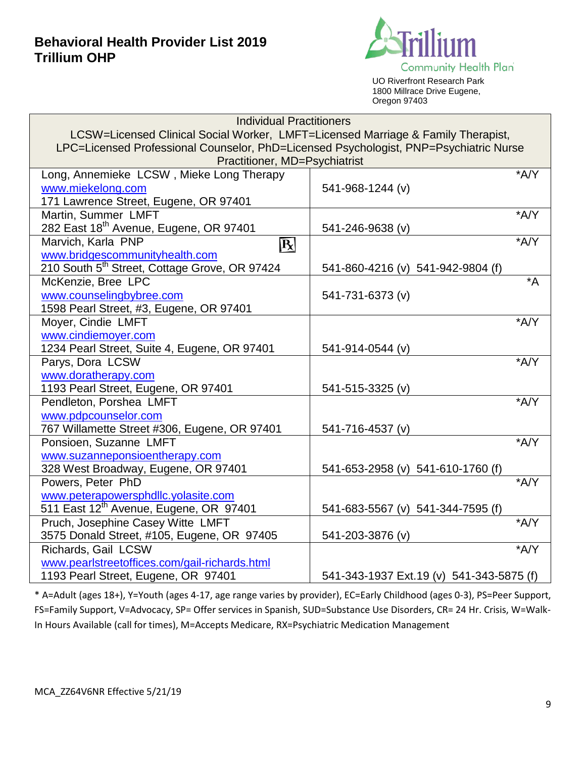# Behavioral Health Provider List 2019
# Trillium OHP

Trillium Community Health Plan

UO Riverfront Research Park
1800 Millrace Drive Eugene, Oregon 97403

| Individual Practitioners<br>LCSW=Licensed Clinical Social Worker, LMFT=Licensed Marriage & Family Therapist, LPC=Licensed Professional Counselor, PhD=Licensed Psychologist, PNP=Psychiatric Nurse Practitioner, MD=Psychiatrist | | |
|---|---|---|
| Long, Annemieke LCSW , Mieke Long Therapy<br>www.miekelong.com<br>171 Lawrence Street, Eugene, OR 97401 | 541-968-1244 (v) | *A/Y |
| Martin, Summer LMFT<br>282 East 18th Avenue, Eugene, OR 97401 | 541-246-9638 (v) | *A/Y |
| Marvich, Karla PNP ℞<br>www.bridgescommunityhealth.com<br>210 South 5th Street, Cottage Grove, OR 97424 | 541-860-4216 (v) 541-942-9804 (f) | *A/Y |
| McKenzie, Bree LPC<br>www.counselingbybree.com<br>1598 Pearl Street, #3, Eugene, OR 97401 | 541-731-6373 (v) | *A |
| Moyer, Cindie LMFT<br>www.cindiemoyer.com<br>1234 Pearl Street, Suite 4, Eugene, OR 97401 | 541-914-0544 (v) | *A/Y |
| Parys, Dora LCSW<br>www.doratherapy.com<br>1193 Pearl Street, Eugene, OR 97401 | 541-515-3325 (v) | *A/Y |
| Pendleton, Porshea LMFT<br>www.pdpcounselor.com<br>767 Willamette Street #306, Eugene, OR 97401 | 541-716-4537 (v) | *A/Y |
| Ponsioen, Suzanne LMFT<br>www.suzanneponsioentherapy.com<br>328 West Broadway, Eugene, OR 97401 | 541-653-2958 (v) 541-610-1760 (f) | *A/Y |
| Powers, Peter PhD<br>www.peterapowersphdllc.yolasite.com<br>511 East 12th Avenue, Eugene, OR 97401 | 541-683-5567 (v) 541-344-7595 (f) | *A/Y |
| Pruch, Josephine Casey Witte LMFT<br>3575 Donald Street, #105, Eugene, OR 97405 | 541-203-3876 (v) | *A/Y |
| Richards, Gail LCSW<br>www.pearlstreetoffices.com/gail-richards.html<br>1193 Pearl Street, Eugene, OR 97401 | 541-343-1937 Ext.19 (v) 541-343-5875 (f) | *A/Y |

* A=Adult (ages 18+), Y=Youth (ages 4-17, age range varies by provider), EC=Early Childhood (ages 0-3), PS=Peer Support, FS=Family Support, V=Advocacy, SP= Offer services in Spanish, SUD=Substance Use Disorders, CR= 24 Hr. Crisis, W=Walk-In Hours Available (call for times), M=Accepts Medicare, RX=Psychiatric Medication Management

MCA_ZZ64V6NR Effective 5/21/19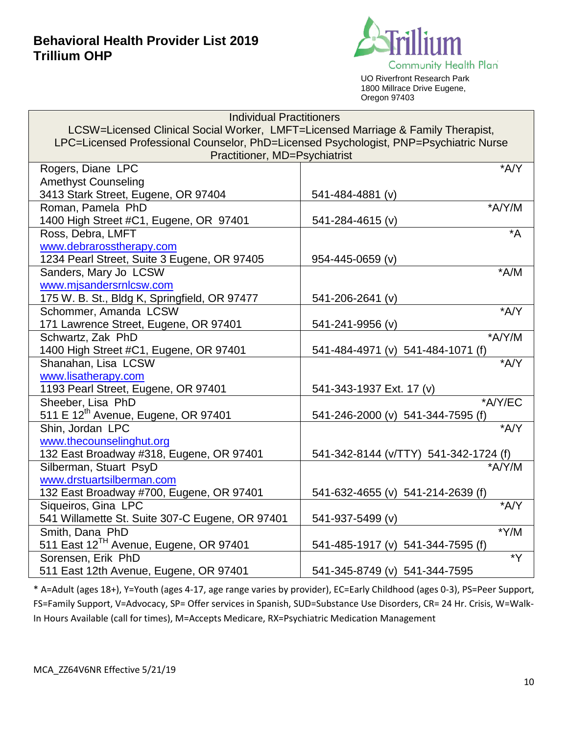# Behavioral Health Provider List 2019
# Trillium OHP

Trillium Community Health Plan

UO Riverfront Research Park
1800 Millrace Drive Eugene, Oregon 97403

| Individual Practitioners<br>LCSW=Licensed Clinical Social Worker, LMFT=Licensed Marriage & Family Therapist, LPC=Licensed Professional Counselor, PhD=Licensed Psychologist, PNP=Psychiatric Nurse Practitioner, MD=Psychiatrist | |
|---|---|
| Rogers, Diane LPC<br>Amethyst Counseling<br>3413 Stark Street, Eugene, OR 97404 | *A/Y<br>541-484-4881 (v) |
| Roman, Pamela PhD<br>1400 High Street #C1, Eugene, OR 97401 | *A/Y/M<br>541-284-4615 (v) |
| Ross, Debra, LMFT<br>www.debrarosstherapy.com<br>1234 Pearl Street, Suite 3 Eugene, OR 97405 | *A<br>954-445-0659 (v) |
| Sanders, Mary Jo LCSW<br>www.mjsandersrnlcsw.com<br>175 W. B. St., Bldg K, Springfield, OR 97477 | *A/M<br>541-206-2641 (v) |
| Schommer, Amanda LCSW<br>171 Lawrence Street, Eugene, OR 97401 | *A/Y<br>541-241-9956 (v) |
| Schwartz, Zak PhD<br>1400 High Street #C1, Eugene, OR 97401 | *A/Y/M<br>541-484-4971 (v) 541-484-1071 (f) |
| Shanahan, Lisa LCSW<br>www.lisatherapy.com<br>1193 Pearl Street, Eugene, OR 97401 | *A/Y<br>541-343-1937 Ext. 17 (v) |
| Sheeber, Lisa PhD<br>511 E 12th Avenue, Eugene, OR 97401 | *A/Y/EC<br>541-246-2000 (v) 541-344-7595 (f) |
| Shin, Jordan LPC<br>www.thecounselinghut.org<br>132 East Broadway #318, Eugene, OR 97401 | *A/Y<br>541-342-8144 (v/TTY) 541-342-1724 (f) |
| Silberman, Stuart PsyD<br>www.drstuartsilberman.com<br>132 East Broadway #700, Eugene, OR 97401 | *A/Y/M<br>541-632-4655 (v) 541-214-2639 (f) |
| Siqueiros, Gina LPC<br>541 Willamette St. Suite 307-C Eugene, OR 97401 | *A/Y<br>541-937-5499 (v) |
| Smith, Dana PhD<br>511 East 12TH Avenue, Eugene, OR 97401 | *Y/M<br>541-485-1917 (v) 541-344-7595 (f) |
| Sorensen, Erik PhD<br>511 East 12th Avenue, Eugene, OR 97401 | *Y<br>541-345-8749 (v) 541-344-7595 |

* A=Adult (ages 18+), Y=Youth (ages 4-17, age range varies by provider), EC=Early Childhood (ages 0-3), PS=Peer Support, FS=Family Support, V=Advocacy, SP= Offer services in Spanish, SUD=Substance Use Disorders, CR= 24 Hr. Crisis, W=Walk-In Hours Available (call for times), M=Accepts Medicare, RX=Psychiatric Medication Management

MCA_ZZ64V6NR Effective 5/21/19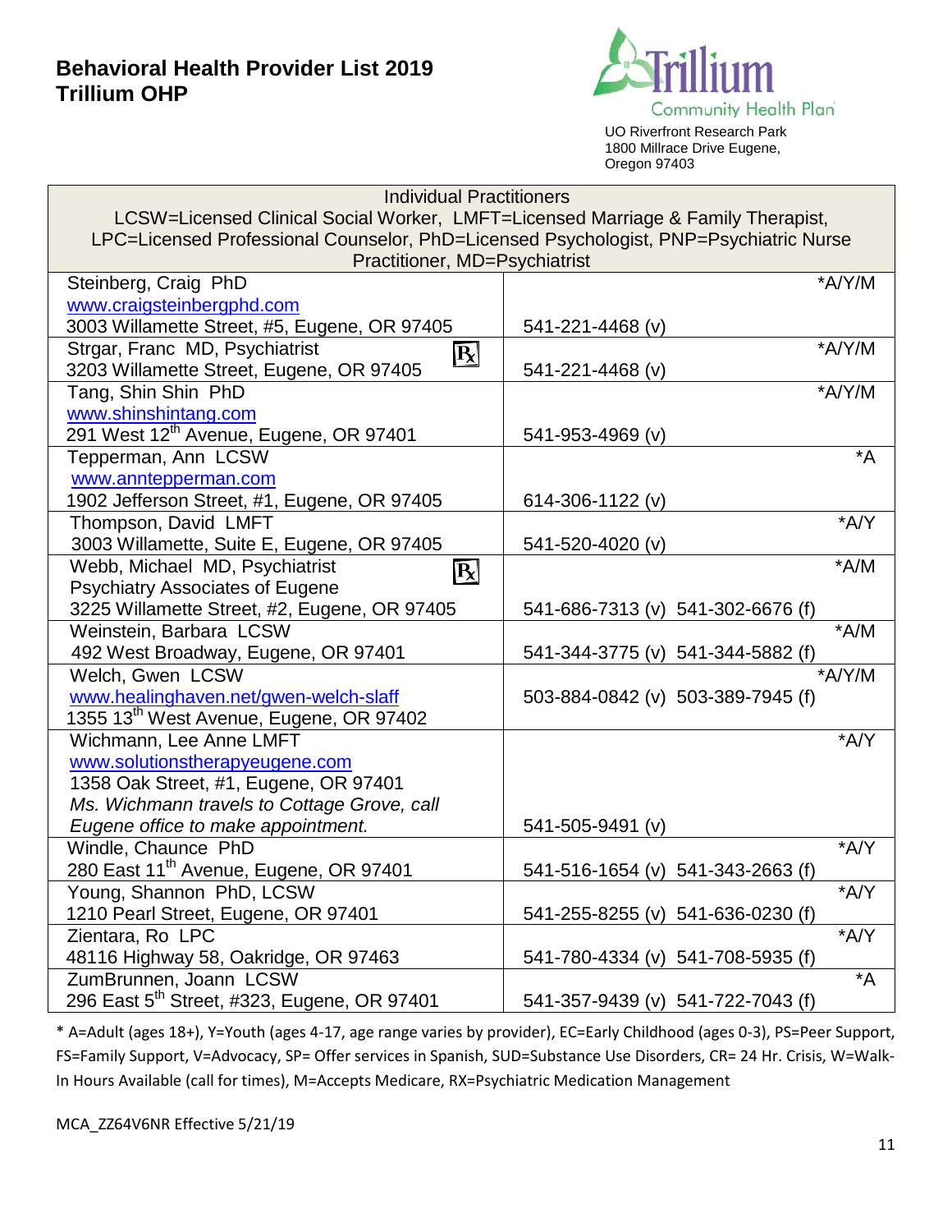# Behavioral Health Provider List 2019
# Trillium OHP

Trillium Community Health Plan
UO Riverfront Research Park
1800 Millrace Drive Eugene,
Oregon 97403

| Individual Practitioners<br>LCSW=Licensed Clinical Social Worker, LMFT=Licensed Marriage & Family Therapist, LPC=Licensed Professional Counselor, PhD=Licensed Psychologist, PNP=Psychiatric Nurse Practitioner, MD=Psychiatrist | |
|---|---|
| Steinberg, Craig PhD<br>www.craigsteinbergphd.com<br>3003 Willamette Street, #5, Eugene, OR 97405 | *A/Y/M<br>541-221-4468 (v) |
| Strgar, Franc MD, Psychiatrist ℞<br>3203 Willamette Street, Eugene, OR 97405 | *A/Y/M<br>541-221-4468 (v) |
| Tang, Shin Shin PhD<br>www.shinshintang.com<br>291 West 12th Avenue, Eugene, OR 97401 | *A/Y/M<br>541-953-4969 (v) |
| Tepperman, Ann LCSW<br>www.anntepperman.com<br>1902 Jefferson Street, #1, Eugene, OR 97405 | *A<br>614-306-1122 (v) |
| Thompson, David LMFT<br>3003 Willamette, Suite E, Eugene, OR 97405 | *A/Y<br>541-520-4020 (v) |
| Webb, Michael MD, Psychiatrist ℞<br>Psychiatry Associates of Eugene<br>3225 Willamette Street, #2, Eugene, OR 97405 | *A/M<br>541-686-7313 (v) 541-302-6676 (f) |
| Weinstein, Barbara LCSW<br>492 West Broadway, Eugene, OR 97401 | *A/M<br>541-344-3775 (v) 541-344-5882 (f) |
| Welch, Gwen LCSW<br>www.healinghaven.net/gwen-welch-slaff<br>1355 13th West Avenue, Eugene, OR 97402 | *A/Y/M<br>503-884-0842 (v) 503-389-7945 (f) |
| Wichmann, Lee Anne LMFT<br>www.solutionstherapyeugene.com<br>1358 Oak Street, #1, Eugene, OR 97401<br>*Ms. Wichmann travels to Cottage Grove, call Eugene office to make appointment.* | *A/Y<br>541-505-9491 (v) |
| Windle, Chaunce PhD<br>280 East 11th Avenue, Eugene, OR 97401 | *A/Y<br>541-516-1654 (v) 541-343-2663 (f) |
| Young, Shannon PhD, LCSW<br>1210 Pearl Street, Eugene, OR 97401 | *A/Y<br>541-255-8255 (v) 541-636-0230 (f) |
| Zientara, Ro LPC<br>48116 Highway 58, Oakridge, OR 97463 | *A/Y<br>541-780-4334 (v) 541-708-5935 (f) |
| ZumBrunnen, Joann LCSW<br>296 East 5th Street, #323, Eugene, OR 97401 | *A<br>541-357-9439 (v) 541-722-7043 (f) |

* A=Adult (ages 18+), Y=Youth (ages 4-17, age range varies by provider), EC=Early Childhood (ages 0-3), PS=Peer Support, FS=Family Support, V=Advocacy, SP= Offer services in Spanish, SUD=Substance Use Disorders, CR= 24 Hr. Crisis, W=Walk-In Hours Available (call for times), M=Accepts Medicare, RX=Psychiatric Medication Management

MCA_ZZ64V6NR Effective 5/21/19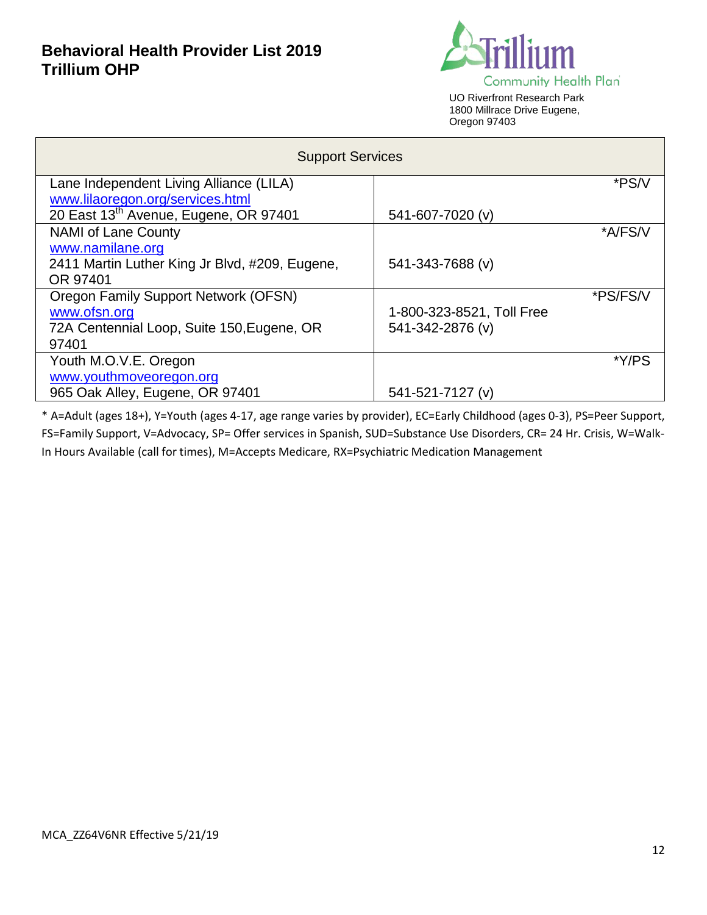**Behavioral Health Provider List 2019**
**Trillium OHP**

Trillium Community Health Plan
UO Riverfront Research Park
1800 Millrace Drive Eugene, Oregon 97403

| Support Services | |
|---|---|
| Lane Independent Living Alliance (LILA)<br>www.lilaoregon.org/services.html<br>20 East 13th Avenue, Eugene, OR 97401 | *PS/V<br>541-607-7020 (v) |
| NAMI of Lane County<br>www.namilane.org<br>2411 Martin Luther King Jr Blvd, #209, Eugene, OR 97401 | *A/FS/V<br>541-343-7688 (v) |
| Oregon Family Support Network (OFSN)<br>www.ofsn.org<br>72A Centennial Loop, Suite 150,Eugene, OR 97401 | *PS/FS/V<br>1-800-323-8521, Toll Free<br>541-342-2876 (v) |
| Youth M.O.V.E. Oregon<br>www.youthmoveoregon.org<br>965 Oak Alley, Eugene, OR 97401 | *Y/PS<br>541-521-7127 (v) |

* A=Adult (ages 18+), Y=Youth (ages 4-17, age range varies by provider), EC=Early Childhood (ages 0-3), PS=Peer Support, FS=Family Support, V=Advocacy, SP= Offer services in Spanish, SUD=Substance Use Disorders, CR= 24 Hr. Crisis, W=Walk-In Hours Available (call for times), M=Accepts Medicare, RX=Psychiatric Medication Management

MCA_ZZ64V6NR Effective 5/21/19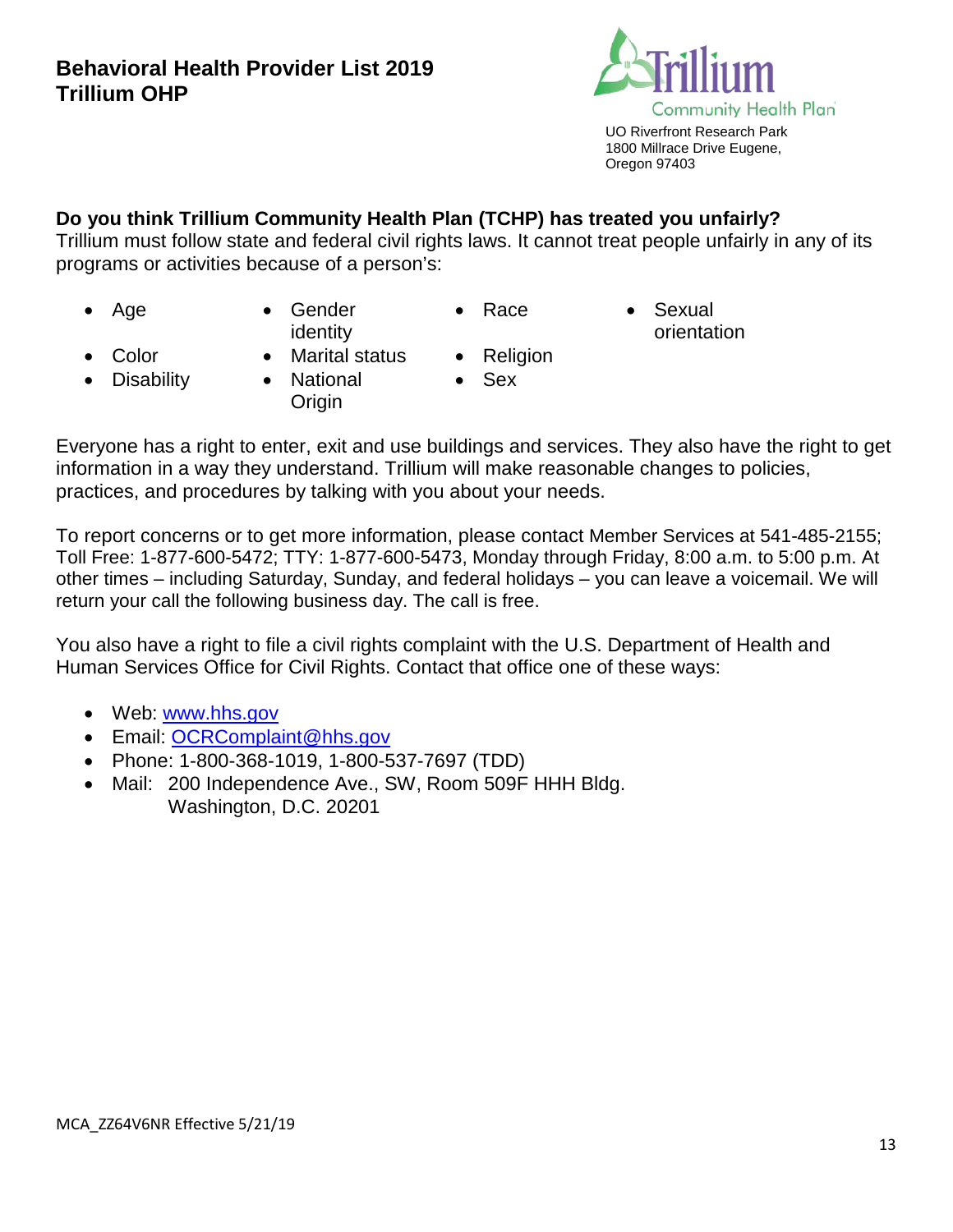# Behavioral Health Provider List 2019
# Trillium OHP

UO Riverfront Research Park
1800 Millrace Drive Eugene,
Oregon 97403

**Do you think Trillium Community Health Plan (TCHP) has treated you unfairly?**

Trillium must follow state and federal civil rights laws. It cannot treat people unfairly in any of its programs or activities because of a person's:

- Age
- Color
- Disability
- Gender identity
- Marital status
- National Origin
- Race
- Religion
- Sex
- Sexual orientation

Everyone has a right to enter, exit and use buildings and services. They also have the right to get information in a way they understand. Trillium will make reasonable changes to policies, practices, and procedures by talking with you about your needs.

To report concerns or to get more information, please contact Member Services at 541-485-2155; Toll Free: 1-877-600-5472; TTY: 1-877-600-5473, Monday through Friday, 8:00 a.m. to 5:00 p.m. At other times – including Saturday, Sunday, and federal holidays – you can leave a voicemail. We will return your call the following business day. The call is free.

You also have a right to file a civil rights complaint with the U.S. Department of Health and Human Services Office for Civil Rights. Contact that office one of these ways:

- Web: www.hhs.gov
- Email: OCRComplaint@hhs.gov
- Phone: 1-800-368-1019, 1-800-537-7697 (TDD)
- Mail: 200 Independence Ave., SW, Room 509F HHH Bldg.
  Washington, D.C. 20201

MCA_ZZ64V6NR Effective 5/21/19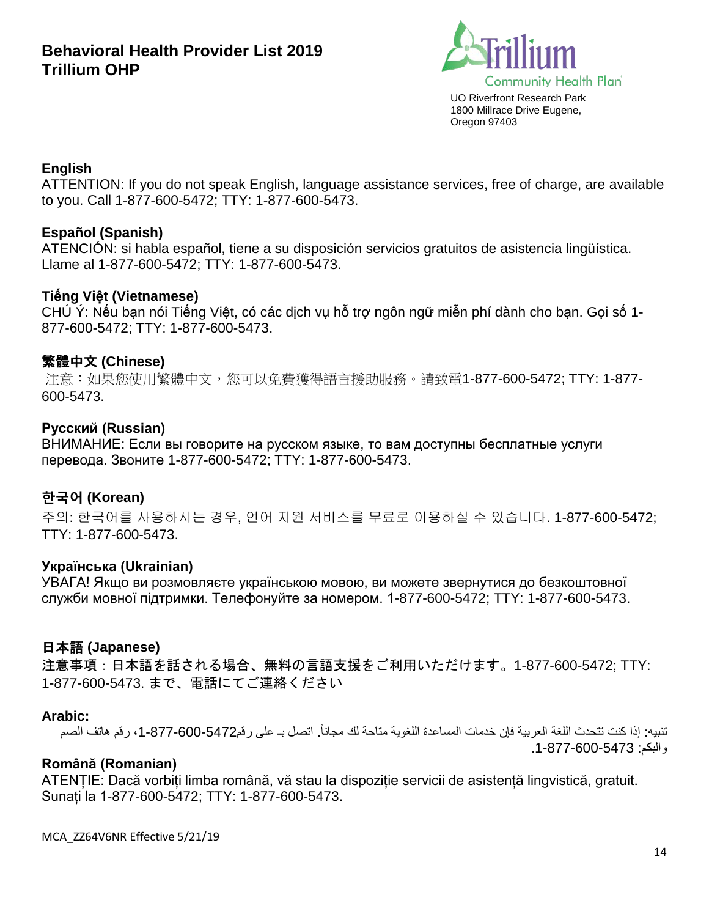# Behavioral Health Provider List 2019
# Trillium OHP

Trillium Community Health Plan
UO Riverfront Research Park
1800 Millrace Drive Eugene,
Oregon 97403

**English**
ATTENTION: If you do not speak English, language assistance services, free of charge, are available to you. Call 1-877-600-5472; TTY: 1-877-600-5473.

**Español (Spanish)**
ATENCIÓN: si habla español, tiene a su disposición servicios gratuitos de asistencia lingüística. Llame al 1-877-600-5472; TTY: 1-877-600-5473.

**Tiếng Việt (Vietnamese)**
CHÚ Ý: Nếu bạn nói Tiếng Việt, có các dịch vụ hỗ trợ ngôn ngữ miễn phí dành cho bạn. Gọi số 1-877-600-5472; TTY: 1-877-600-5473.

**繁體中文 (Chinese)**
注意：如果您使用繁體中文，您可以免費獲得語言援助服務。請致電1-877-600-5472; TTY: 1-877-600-5473.

**Русский (Russian)**
ВНИМАНИЕ: Если вы говорите на русском языке, то вам доступны бесплатные услуги перевода. Звоните 1-877-600-5472; TTY: 1-877-600-5473.

**한국어 (Korean)**
주의: 한국어를 사용하시는 경우, 언어 지원 서비스를 무료로 이용하실 수 있습니다. 1-877-600-5472; TTY: 1-877-600-5473.

**Українська (Ukrainian)**
УВАГА! Якщо ви розмовляєте українською мовою, ви можете звернутися до безкоштовної служби мовної підтримки. Телефонуйте за номером. 1-877-600-5472; TTY: 1-877-600-5473.

**日本語 (Japanese)**
注意事項：日本語を話される場合、無料の言語支援をご利用いただけます。1-877-600-5472; TTY: 1-877-600-5473. まで、電話にてご連絡ください

**Arabic:**
تنبيه: إذا كنت تتحدث اللغة العربية فإن خدمات المساعدة اللغوية متاحة لك مجاناً. اتصل بـ على رقم1-877-600-5472، رقم هاتف الصم والبكم: 1-877-600-5473.

**Română (Romanian)**
ATENȚIE: Dacă vorbiți limba română, vă stau la dispoziție servicii de asistență lingvistică, gratuit. Sunați la 1-877-600-5472; TTY: 1-877-600-5473.

MCA_ZZ64V6NR Effective 5/21/19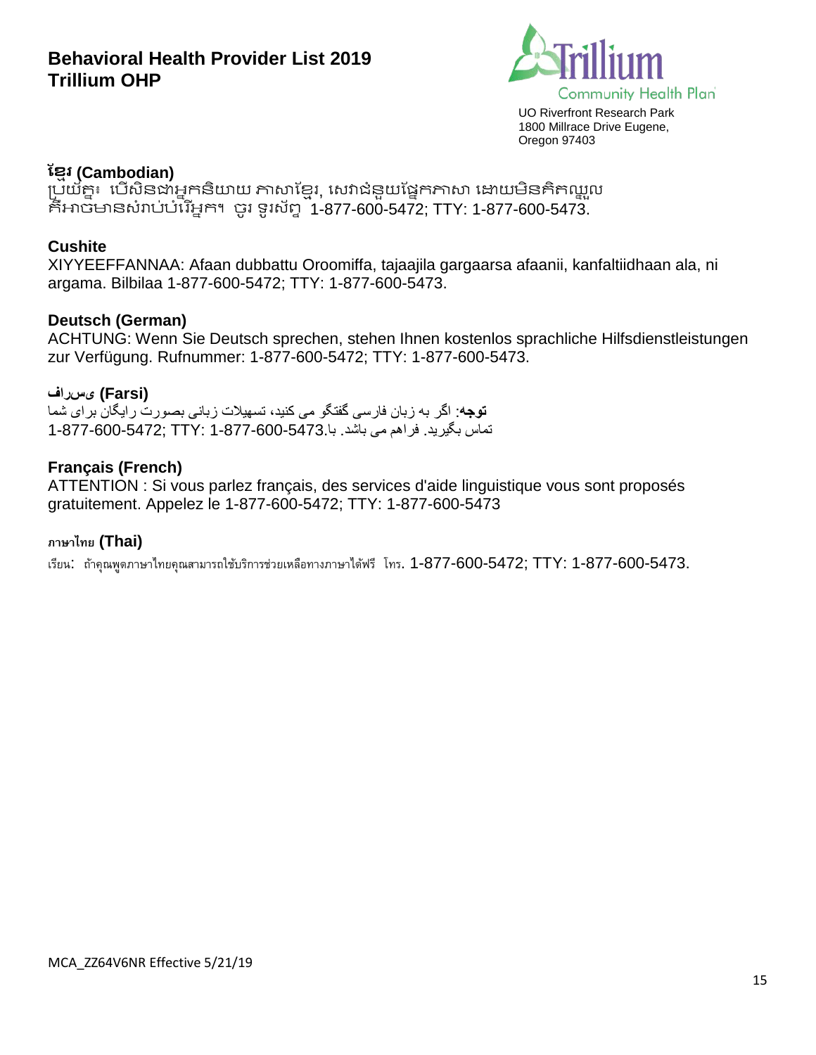# Behavioral Health Provider List 2019
# Trillium OHP

Trillium Community Health Plan

UO Riverfront Research Park
1800 Millrace Drive Eugene,
Oregon 97403

### ខ្មែរ (Cambodian)

ប្រយ័ត្ន៖ បើសិនជាអ្នកនិយាយ ភាសាខ្មែរ, សេវាជំនួយផ្នែកភាសា ដោយមិនគិតឈ្នួល គឺអាចមានសំរាប់បំរើអ្នក។ ចូរ ទូរស័ព្ទ 1-877-600-5472; TTY: 1-877-600-5473.

### Cushite

XIYYEEFFANNAA: Afaan dubbattu Oroomiffa, tajaajila gargaarsa afaanii, kanfaltiidhaan ala, ni argama. Bilbilaa 1-877-600-5472; TTY: 1-877-600-5473.

### Deutsch (German)

ACHTUNG: Wenn Sie Deutsch sprechen, stehen Ihnen kostenlos sprachliche Hilfsdienstleistungen zur Verfügung. Rufnummer: 1-877-600-5472; TTY: 1-877-600-5473.

### فارسی (Farsi)

**توجه**: اگر به زبان فارسی گفتگو می کنید، تسهیلات زبانی بصورت رایگان برای شما فراهم می باشد. با 1-877-600-5472; TTY: 1-877-600-5473 تماس بگیرید.

### Français (French)

ATTENTION : Si vous parlez français, des services d'aide linguistique vous sont proposés gratuitement. Appelez le 1-877-600-5472; TTY: 1-877-600-5473

### ภาษาไทย (Thai)

เรียน: ถ้าคุณพูดภาษาไทยคุณสามารถใช้บริการช่วยเหลือทางภาษาได้ฟรี โทร. 1-877-600-5472; TTY: 1-877-600-5473.

MCA_ZZ64V6NR Effective 5/21/19